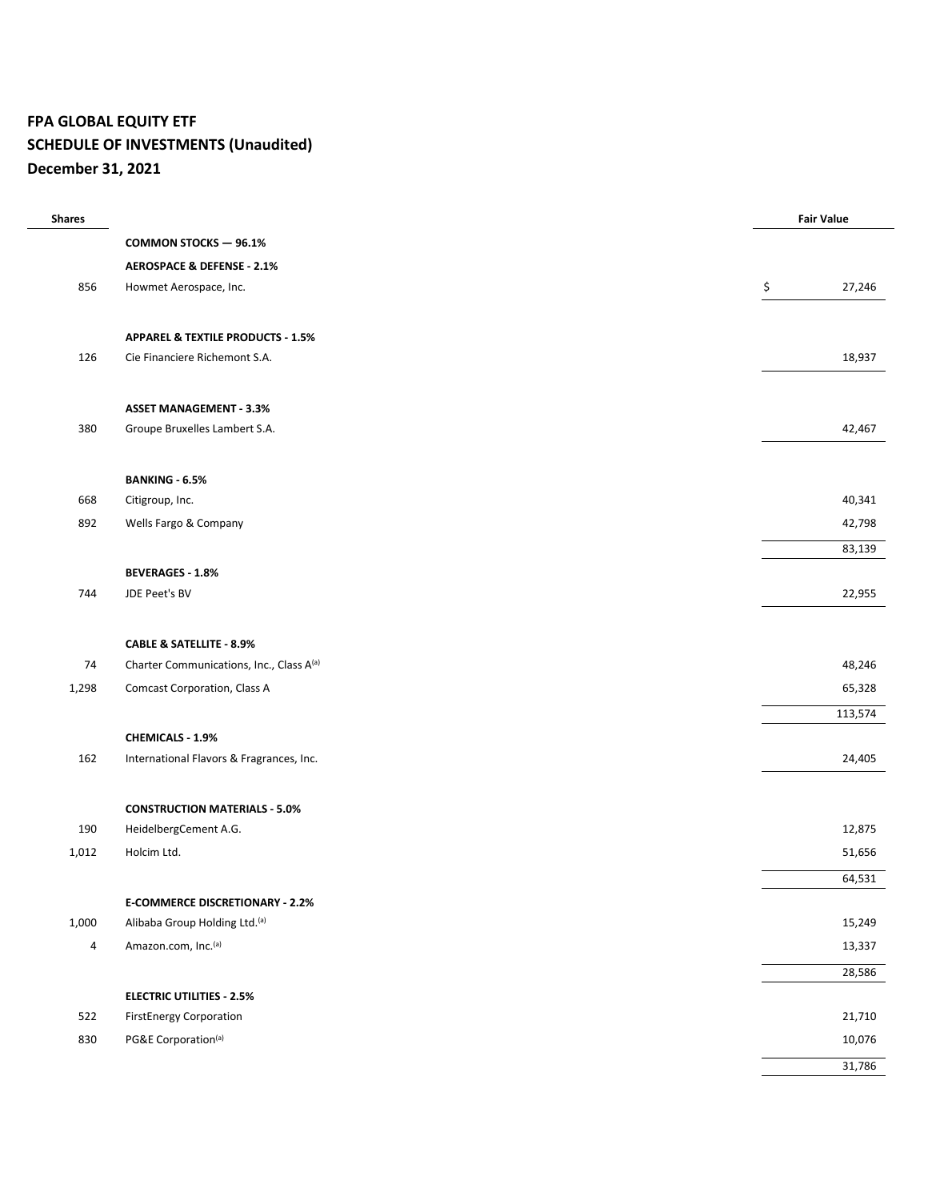**FPA GLOBAL EQUITY ETF**
**SCHEDULE OF INVESTMENTS (Unaudited)**
**December 31, 2021**

| Shares | | Fair Value |
|---|---|---|
| | **COMMON STOCKS — 96.1%** | |
| | **AEROSPACE & DEFENSE - 2.1%** | |
| 856 | Howmet Aerospace, Inc. | $ 27,246 |
| | | |
| | **APPAREL & TEXTILE PRODUCTS - 1.5%** | |
| 126 | Cie Financiere Richemont S.A. | 18,937 |
| | | |
| | **ASSET MANAGEMENT - 3.3%** | |
| 380 | Groupe Bruxelles Lambert S.A. | 42,467 |
| | | |
| | **BANKING - 6.5%** | |
| 668 | Citigroup, Inc. | 40,341 |
| 892 | Wells Fargo & Company | 42,798 |
| | | 83,139 |
| | **BEVERAGES - 1.8%** | |
| 744 | JDE Peet's BV | 22,955 |
| | | |
| | **CABLE & SATELLITE - 8.9%** | |
| 74 | Charter Communications, Inc., Class A[(a)] | 48,246 |
| 1,298 | Comcast Corporation, Class A | 65,328 |
| | | 113,574 |
| | **CHEMICALS - 1.9%** | |
| 162 | International Flavors & Fragrances, Inc. | 24,405 |
| | | |
| | **CONSTRUCTION MATERIALS - 5.0%** | |
| 190 | HeidelbergCement A.G. | 12,875 |
| 1,012 | Holcim Ltd. | 51,656 |
| | | 64,531 |
| | **E-COMMERCE DISCRETIONARY - 2.2%** | |
| 1,000 | Alibaba Group Holding Ltd.[(a)] | 15,249 |
| 4 | Amazon.com, Inc.[(a)] | 13,337 |
| | | 28,586 |
| | **ELECTRIC UTILITIES - 2.5%** | |
| 522 | FirstEnergy Corporation | 21,710 |
| 830 | PG&E Corporation[(a)] | 10,076 |
| | | 31,786 |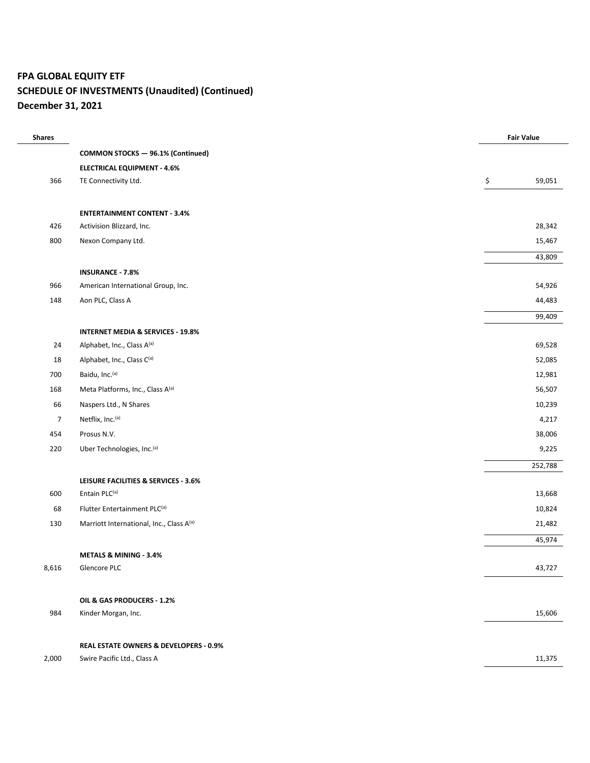# FPA GLOBAL EQUITY ETF
## SCHEDULE OF INVESTMENTS (Unaudited) (Continued)
## December 31, 2021

| Shares | | Fair Value |
|---|---|---|
| | **COMMON STOCKS — 96.1% (Continued)** | |
| | **ELECTRICAL EQUIPMENT - 4.6%** | |
| 366 | TE Connectivity Ltd. | $ 59,051 |
| | | |
| | **ENTERTAINMENT CONTENT - 3.4%** | |
| 426 | Activision Blizzard, Inc. | 28,342 |
| 800 | Nexon Company Ltd. | 15,467 |
| | | 43,809 |
| | **INSURANCE - 7.8%** | |
| 966 | American International Group, Inc. | 54,926 |
| 148 | Aon PLC, Class A | 44,483 |
| | | 99,409 |
| | **INTERNET MEDIA & SERVICES - 19.8%** | |
| 24 | Alphabet, Inc., Class A[(a)] | 69,528 |
| 18 | Alphabet, Inc., Class C[(a)] | 52,085 |
| 700 | Baidu, Inc.[(a)] | 12,981 |
| 168 | Meta Platforms, Inc., Class A[(a)] | 56,507 |
| 66 | Naspers Ltd., N Shares | 10,239 |
| 7 | Netflix, Inc.[(a)] | 4,217 |
| 454 | Prosus N.V. | 38,006 |
| 220 | Uber Technologies, Inc.[(a)] | 9,225 |
| | | 252,788 |
| | **LEISURE FACILITIES & SERVICES - 3.6%** | |
| 600 | Entain PLC[(a)] | 13,668 |
| 68 | Flutter Entertainment PLC[(a)] | 10,824 |
| 130 | Marriott International, Inc., Class A[(a)] | 21,482 |
| | | 45,974 |
| | **METALS & MINING - 3.4%** | |
| 8,616 | Glencore PLC | 43,727 |
| | | |
| | **OIL & GAS PRODUCERS - 1.2%** | |
| 984 | Kinder Morgan, Inc. | 15,606 |
| | | |
| | **REAL ESTATE OWNERS & DEVELOPERS - 0.9%** | |
| 2,000 | Swire Pacific Ltd., Class A | 11,375 |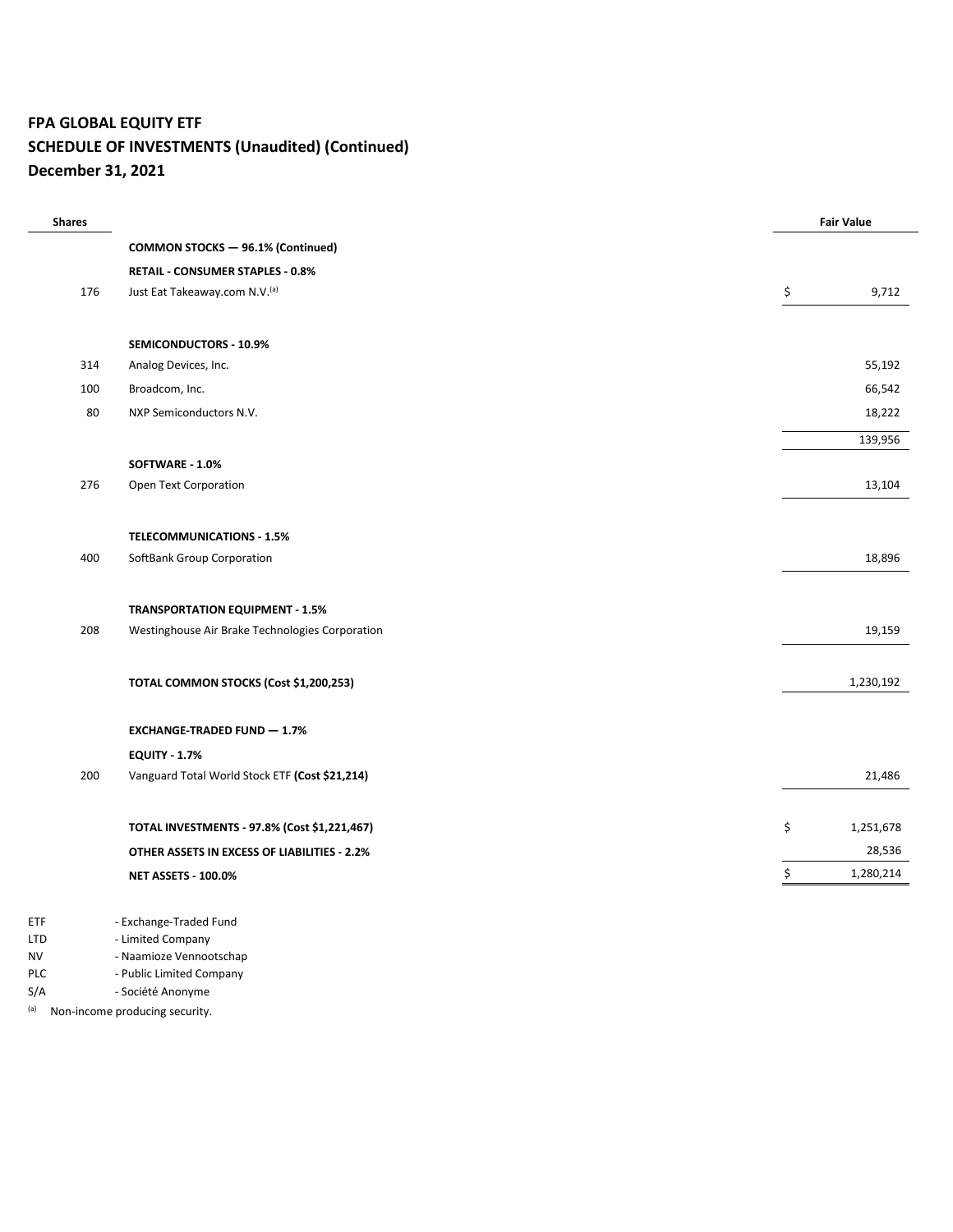**FPA GLOBAL EQUITY ETF**
**SCHEDULE OF INVESTMENTS (Unaudited) (Continued)**
**December 31, 2021**

| Shares | | Fair Value |
|---|---|---|
| | **COMMON STOCKS — 96.1% (Continued)** | |
| | **RETAIL - CONSUMER STAPLES - 0.8%** | |
| 176 | Just Eat Takeaway.com N.V.[(a)] | $ 9,712 |
| | | |
| | **SEMICONDUCTORS - 10.9%** | |
| 314 | Analog Devices, Inc. | 55,192 |
| 100 | Broadcom, Inc. | 66,542 |
| 80 | NXP Semiconductors N.V. | 18,222 |
| | | 139,956 |
| | **SOFTWARE - 1.0%** | |
| 276 | Open Text Corporation | 13,104 |
| | | |
| | **TELECOMMUNICATIONS - 1.5%** | |
| 400 | SoftBank Group Corporation | 18,896 |
| | | |
| | **TRANSPORTATION EQUIPMENT - 1.5%** | |
| 208 | Westinghouse Air Brake Technologies Corporation | 19,159 |
| | | |
| | **TOTAL COMMON STOCKS (Cost $1,200,253)** | 1,230,192 |
| | | |
| | **EXCHANGE-TRADED FUND — 1.7%** | |
| | **EQUITY - 1.7%** | |
| 200 | Vanguard Total World Stock ETF **(Cost $21,214)** | 21,486 |
| | | |
| | **TOTAL INVESTMENTS - 97.8% (Cost $1,221,467)** | $ 1,251,678 |
| | **OTHER ASSETS IN EXCESS OF LIABILITIES - 2.2%** | 28,536 |
| | **NET ASSETS - 100.0%** | $ 1,280,214 |

ETF - Exchange-Traded Fund
LTD - Limited Company
NV - Naamioze Vennootschap
PLC - Public Limited Company
S/A - Société Anonyme

(a) Non-income producing security.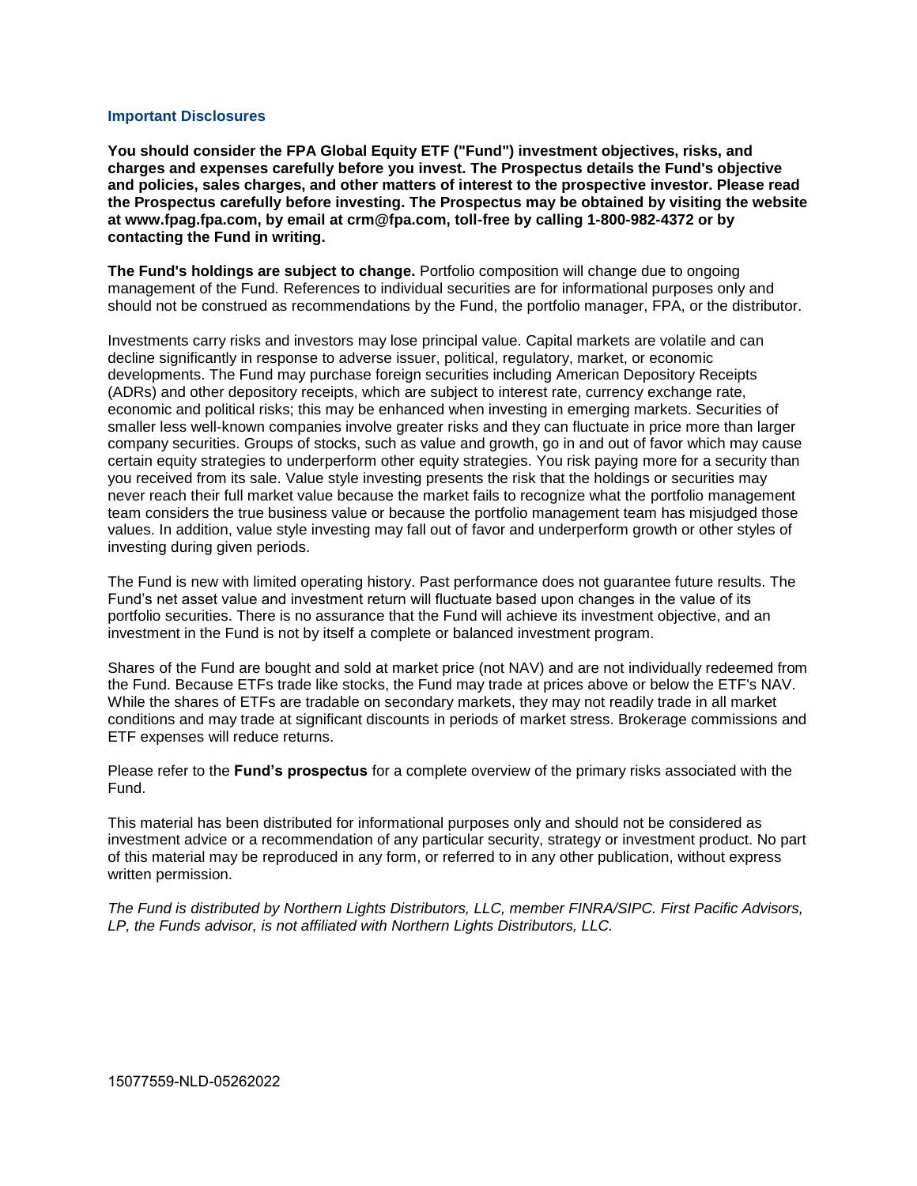## Important Disclosures

**You should consider the FPA Global Equity ETF ("Fund") investment objectives, risks, and charges and expenses carefully before you invest. The Prospectus details the Fund's objective and policies, sales charges, and other matters of interest to the prospective investor. Please read the Prospectus carefully before investing. The Prospectus may be obtained by visiting the website at www.fpag.fpa.com, by email at crm@fpa.com, toll-free by calling 1-800-982-4372 or by contacting the Fund in writing.**

**The Fund's holdings are subject to change.** Portfolio composition will change due to ongoing management of the Fund. References to individual securities are for informational purposes only and should not be construed as recommendations by the Fund, the portfolio manager, FPA, or the distributor.

Investments carry risks and investors may lose principal value. Capital markets are volatile and can decline significantly in response to adverse issuer, political, regulatory, market, or economic developments. The Fund may purchase foreign securities including American Depository Receipts (ADRs) and other depository receipts, which are subject to interest rate, currency exchange rate, economic and political risks; this may be enhanced when investing in emerging markets. Securities of smaller less well-known companies involve greater risks and they can fluctuate in price more than larger company securities. Groups of stocks, such as value and growth, go in and out of favor which may cause certain equity strategies to underperform other equity strategies. You risk paying more for a security than you received from its sale. Value style investing presents the risk that the holdings or securities may never reach their full market value because the market fails to recognize what the portfolio management team considers the true business value or because the portfolio management team has misjudged those values. In addition, value style investing may fall out of favor and underperform growth or other styles of investing during given periods.

The Fund is new with limited operating history. Past performance does not guarantee future results. The Fund's net asset value and investment return will fluctuate based upon changes in the value of its portfolio securities. There is no assurance that the Fund will achieve its investment objective, and an investment in the Fund is not by itself a complete or balanced investment program.

Shares of the Fund are bought and sold at market price (not NAV) and are not individually redeemed from the Fund. Because ETFs trade like stocks, the Fund may trade at prices above or below the ETF's NAV. While the shares of ETFs are tradable on secondary markets, they may not readily trade in all market conditions and may trade at significant discounts in periods of market stress. Brokerage commissions and ETF expenses will reduce returns.

Please refer to the **Fund's prospectus** for a complete overview of the primary risks associated with the Fund.

This material has been distributed for informational purposes only and should not be considered as investment advice or a recommendation of any particular security, strategy or investment product. No part of this material may be reproduced in any form, or referred to in any other publication, without express written permission.

*The Fund is distributed by Northern Lights Distributors, LLC, member FINRA/SIPC. First Pacific Advisors, LP, the Funds advisor, is not affiliated with Northern Lights Distributors, LLC.*

15077559-NLD-05262022